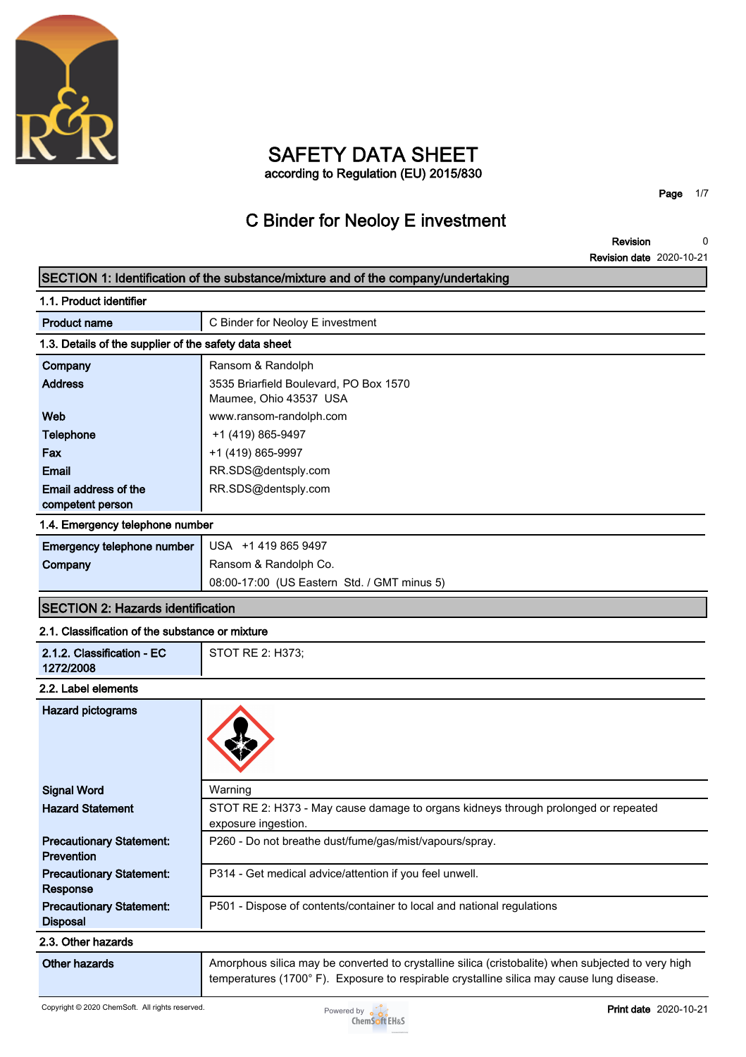# SAFETY DATA SHEET

according to Regulation (EU) 2015/830

## C Binder for Neoloy E investment

**Revision** 0
**Revision date** 2020-10-21

## SECTION 1: Identification of the substance/mixture and of the company/undertaking

### 1.1. Product identifier

| | |
|---|---|
| **Product name** | C Binder for Neoloy E investment |

### 1.3. Details of the supplier of the safety data sheet

| | |
|---|---|
| **Company** | Ransom & Randolph |
| **Address** | 3535 Briarfield Boulevard, PO Box 1570<br>Maumee, Ohio 43537 USA |
| **Web** | www.ransom-randolph.com |
| **Telephone** | +1 (419) 865-9497 |
| **Fax** | +1 (419) 865-9997 |
| **Email** | RR.SDS@dentsply.com |
| **Email address of the competent person** | RR.SDS@dentsply.com |

### 1.4. Emergency telephone number

| | |
|---|---|
| **Emergency telephone number** | USA +1 419 865 9497 |
| **Company** | Ransom & Randolph Co.<br>08:00-17:00 (US Eastern Std. / GMT minus 5) |

## SECTION 2: Hazards identification

### 2.1. Classification of the substance or mixture

| | |
|---|---|
| **2.1.2. Classification - EC 1272/2008** | STOT RE 2: H373; |

### 2.2. Label elements

| | |
|---|---|
| **Hazard pictograms** | |
| **Signal Word** | Warning |
| **Hazard Statement** | STOT RE 2: H373 - May cause damage to organs kidneys through prolonged or repeated exposure ingestion. |
| **Precautionary Statement: Prevention** | P260 - Do not breathe dust/fume/gas/mist/vapours/spray. |
| **Precautionary Statement: Response** | P314 - Get medical advice/attention if you feel unwell. |
| **Precautionary Statement: Disposal** | P501 - Dispose of contents/container to local and national regulations |

### 2.3. Other hazards

| | |
|---|---|
| **Other hazards** | Amorphous silica may be converted to crystalline silica (cristobalite) when subjected to very high temperatures (1700° F). Exposure to respirable crystalline silica may cause lung disease. |

Copyright © 2020 ChemSoft. All rights reserved.

**Print date** 2020-10-21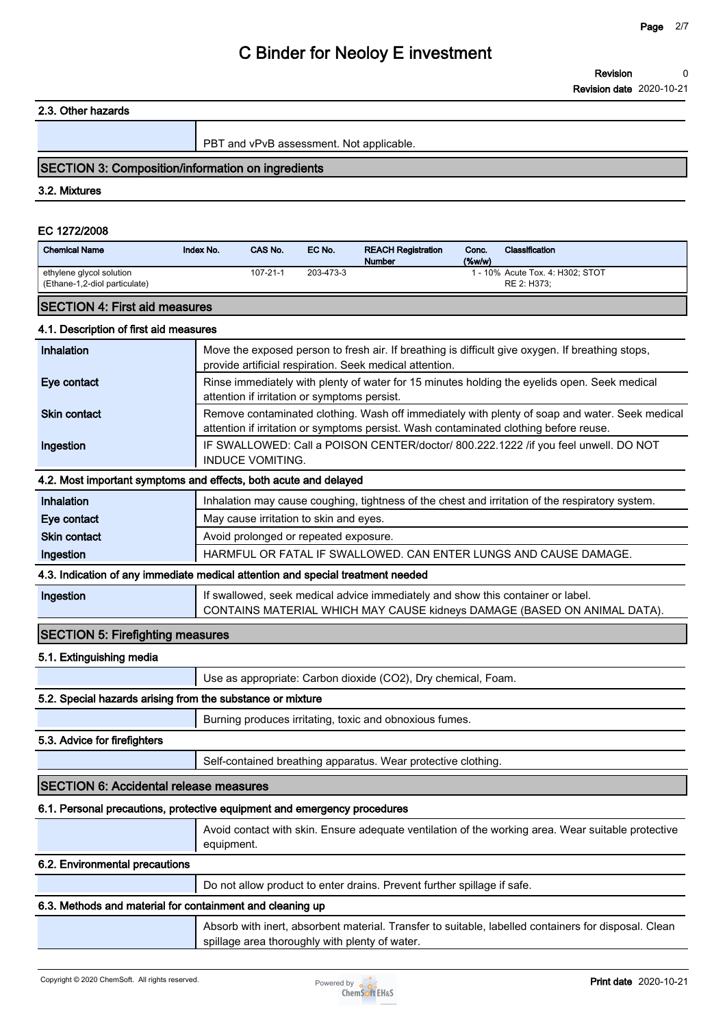### 2.3. Other hazards

| | |
|---|---|
| | PBT and vPvB assessment. Not applicable. |

## SECTION 3: Composition/information on ingredients

### 3.2. Mixtures

**EC 1272/2008**

| Chemical Name | Index No. | CAS No. | EC No. | REACH Registration Number | Conc. (%w/w) | Classification |
|---|---|---|---|---|---|---|
| ethylene glycol solution (Ethane-1,2-diol particulate) | | 107-21-1 | 203-473-3 | | 1 - 10% | Acute Tox. 4: H302; STOT RE 2: H373; |

## SECTION 4: First aid measures

### 4.1. Description of first aid measures

| | |
|---|---|
| **Inhalation** | Move the exposed person to fresh air. If breathing is difficult give oxygen. If breathing stops, provide artificial respiration. Seek medical attention. |
| **Eye contact** | Rinse immediately with plenty of water for 15 minutes holding the eyelids open. Seek medical attention if irritation or symptoms persist. |
| **Skin contact** | Remove contaminated clothing. Wash off immediately with plenty of soap and water. Seek medical attention if irritation or symptoms persist. Wash contaminated clothing before reuse. |
| **Ingestion** | IF SWALLOWED: Call a POISON CENTER/doctor/ 800.222.1222 /if you feel unwell. DO NOT INDUCE VOMITING. |

### 4.2. Most important symptoms and effects, both acute and delayed

| | |
|---|---|
| **Inhalation** | Inhalation may cause coughing, tightness of the chest and irritation of the respiratory system. |
| **Eye contact** | May cause irritation to skin and eyes. |
| **Skin contact** | Avoid prolonged or repeated exposure. |
| **Ingestion** | HARMFUL OR FATAL IF SWALLOWED. CAN ENTER LUNGS AND CAUSE DAMAGE. |

### 4.3. Indication of any immediate medical attention and special treatment needed

| | |
|---|---|
| **Ingestion** | If swallowed, seek medical advice immediately and show this container or label. CONTAINS MATERIAL WHICH MAY CAUSE kidneys DAMAGE (BASED ON ANIMAL DATA). |

## SECTION 5: Firefighting measures

### 5.1. Extinguishing media

| | |
|---|---|
| | Use as appropriate: Carbon dioxide ($CO_2$), Dry chemical, Foam. |

### 5.2. Special hazards arising from the substance or mixture

| | |
|---|---|
| | Burning produces irritating, toxic and obnoxious fumes. |

### 5.3. Advice for firefighters

| | |
|---|---|
| | Self-contained breathing apparatus. Wear protective clothing. |

## SECTION 6: Accidental release measures

### 6.1. Personal precautions, protective equipment and emergency procedures

| | |
|---|---|
| | Avoid contact with skin. Ensure adequate ventilation of the working area. Wear suitable protective equipment. |

### 6.2. Environmental precautions

| | |
|---|---|
| | Do not allow product to enter drains. Prevent further spillage if safe. |

### 6.3. Methods and material for containment and cleaning up

| | |
|---|---|
| | Absorb with inert, absorbent material. Transfer to suitable, labelled containers for disposal. Clean spillage area thoroughly with plenty of water. |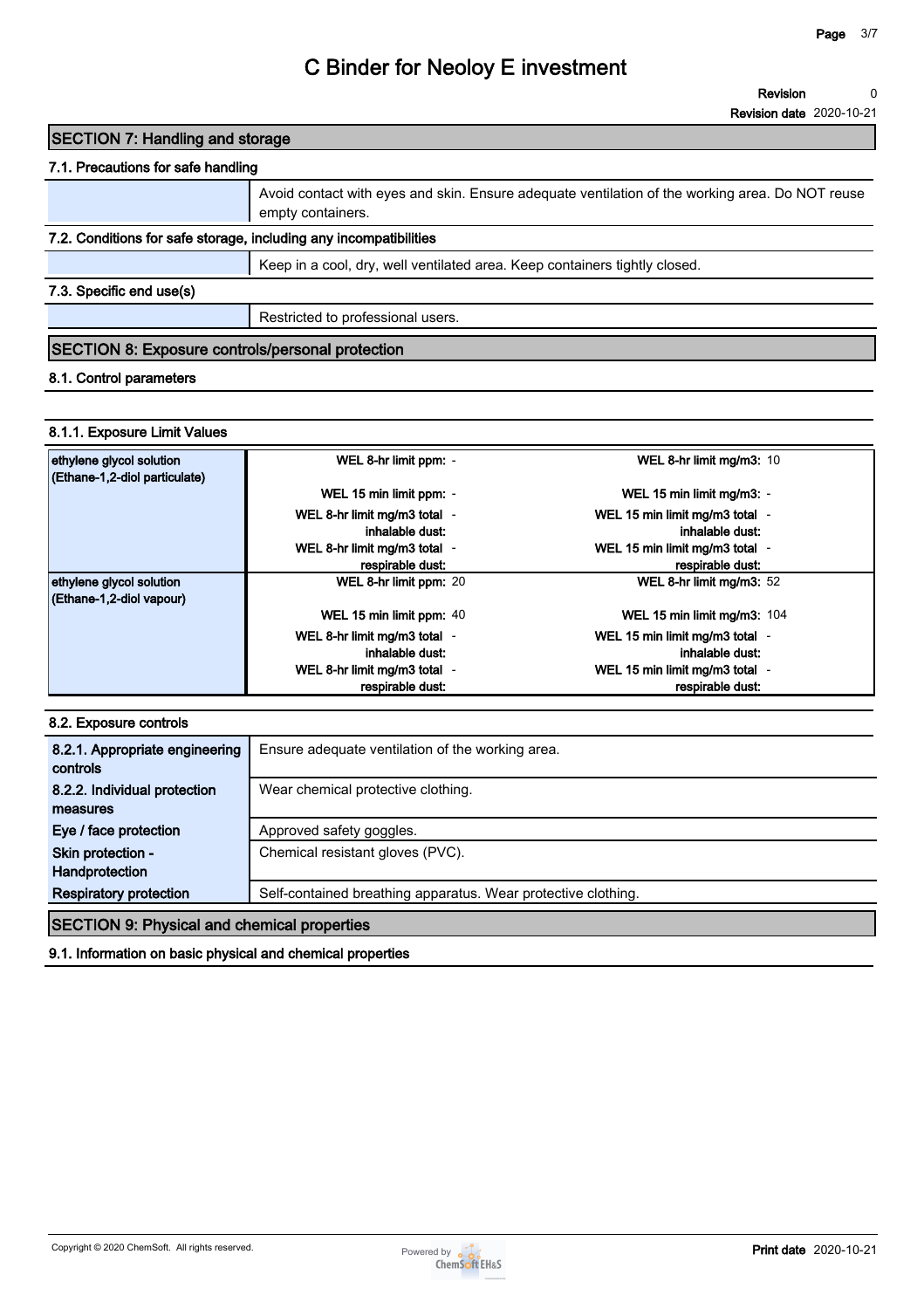# C Binder for Neoloy E investment

**Revision** 0
**Revision date** 2020-10-21

## SECTION 7: Handling and storage

### 7.1. Precautions for safe handling

| | |
|---|---|
| | Avoid contact with eyes and skin. Ensure adequate ventilation of the working area. Do NOT reuse empty containers. |

### 7.2. Conditions for safe storage, including any incompatibilities

| | |
|---|---|
| | Keep in a cool, dry, well ventilated area. Keep containers tightly closed. |

### 7.3. Specific end use(s)

| | |
|---|---|
| | Restricted to professional users. |

## SECTION 8: Exposure controls/personal protection

### 8.1. Control parameters

#### 8.1.1. Exposure Limit Values

| Substance | Parameter | Value | Parameter | Value |
|---|---|---|---|---|
| ethylene glycol solution (Ethane-1,2-diol particulate) | WEL 8-hr limit ppm: | - | WEL 8-hr limit mg/m3: | 10 |
| | WEL 15 min limit ppm: | - | WEL 15 min limit mg/m3: | - |
| | WEL 8-hr limit mg/m3 total inhalable dust: | - | WEL 15 min limit mg/m3 total inhalable dust: | - |
| | WEL 8-hr limit mg/m3 total respirable dust: | - | WEL 15 min limit mg/m3 total respirable dust: | - |
| ethylene glycol solution (Ethane-1,2-diol vapour) | WEL 8-hr limit ppm: | 20 | WEL 8-hr limit mg/m3: | 52 |
| | WEL 15 min limit ppm: | 40 | WEL 15 min limit mg/m3: | 104 |
| | WEL 8-hr limit mg/m3 total inhalable dust: | - | WEL 15 min limit mg/m3 total inhalable dust: | - |
| | WEL 8-hr limit mg/m3 total respirable dust: | - | WEL 15 min limit mg/m3 total respirable dust: | - |

### 8.2. Exposure controls

| | |
|---|---|
| **8.2.1. Appropriate engineering controls** | Ensure adequate ventilation of the working area. |
| **8.2.2. Individual protection measures** | Wear chemical protective clothing. |
| **Eye / face protection** | Approved safety goggles. |
| **Skin protection - Handprotection** | Chemical resistant gloves (PVC). |
| **Respiratory protection** | Self-contained breathing apparatus. Wear protective clothing. |

## SECTION 9: Physical and chemical properties

### 9.1. Information on basic physical and chemical properties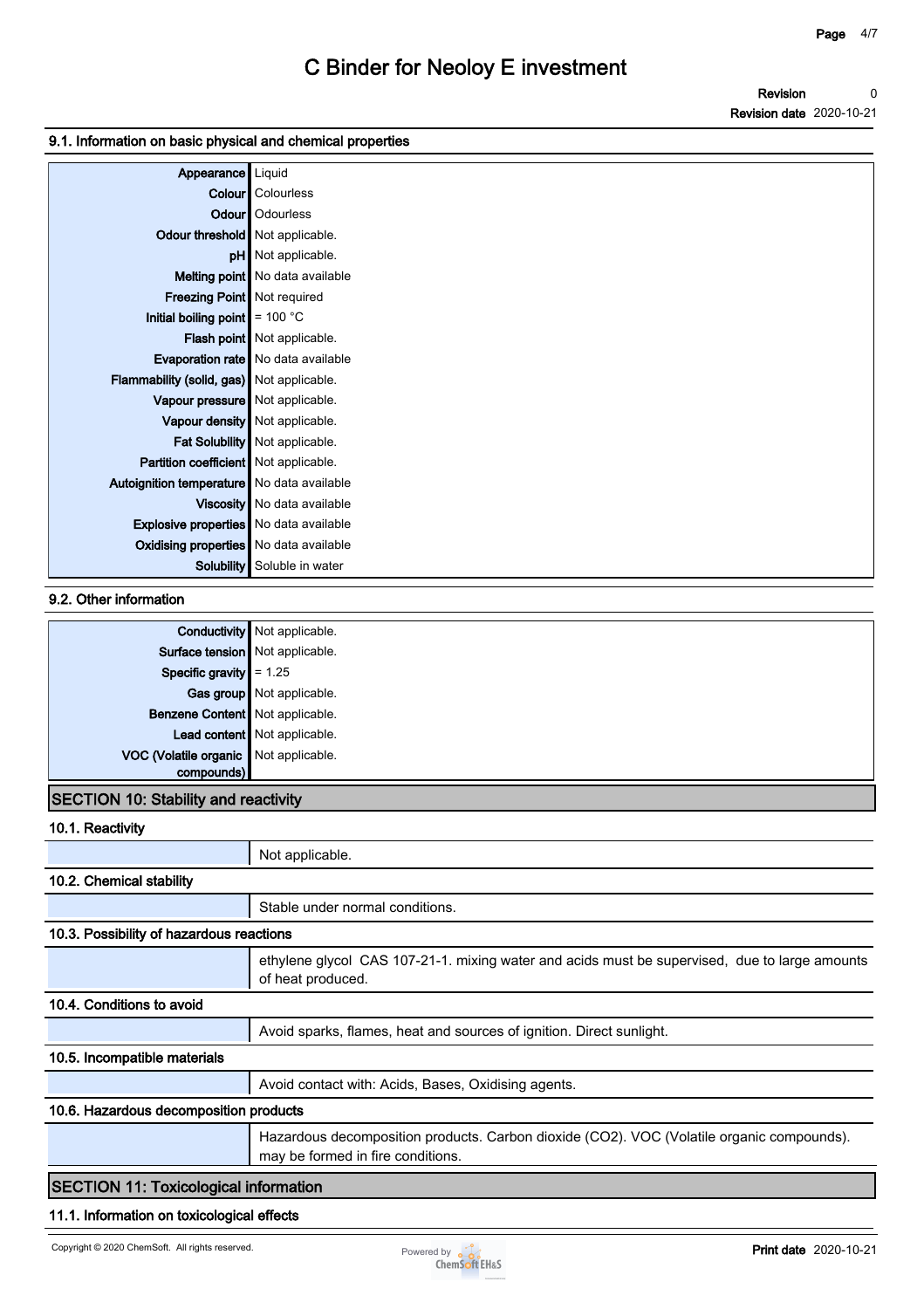### 9.1. Information on basic physical and chemical properties

| Property | Value |
|---|---|
| Appearance | Liquid |
| Colour | Colourless |
| Odour | Odourless |
| Odour threshold | Not applicable. |
| pH | Not applicable. |
| Melting point | No data available |
| Freezing Point | Not required |
| Initial boiling point | = 100 °C |
| Flash point | Not applicable. |
| Evaporation rate | No data available |
| Flammability (solid, gas) | Not applicable. |
| Vapour pressure | Not applicable. |
| Vapour density | Not applicable. |
| Fat Solubility | Not applicable. |
| Partition coefficient | Not applicable. |
| Autoignition temperature | No data available |
| Viscosity | No data available |
| Explosive properties | No data available |
| Oxidising properties | No data available |
| Solubility | Soluble in water |

### 9.2. Other information

| Property | Value |
|---|---|
| Conductivity | Not applicable. |
| Surface tension | Not applicable. |
| Specific gravity | = 1.25 |
| Gas group | Not applicable. |
| Benzene Content | Not applicable. |
| Lead content | Not applicable. |
| VOC (Volatile organic compounds) | Not applicable. |

## SECTION 10: Stability and reactivity

### 10.1. Reactivity

Not applicable.

### 10.2. Chemical stability

Stable under normal conditions.

### 10.3. Possibility of hazardous reactions

ethylene glycol CAS 107-21-1. mixing water and acids must be supervised, due to large amounts of heat produced.

### 10.4. Conditions to avoid

Avoid sparks, flames, heat and sources of ignition. Direct sunlight.

### 10.5. Incompatible materials

Avoid contact with: Acids, Bases, Oxidising agents.

### 10.6. Hazardous decomposition products

Hazardous decomposition products. Carbon dioxide ($CO_2$). VOC (Volatile organic compounds). may be formed in fire conditions.

## SECTION 11: Toxicological information

### 11.1. Information on toxicological effects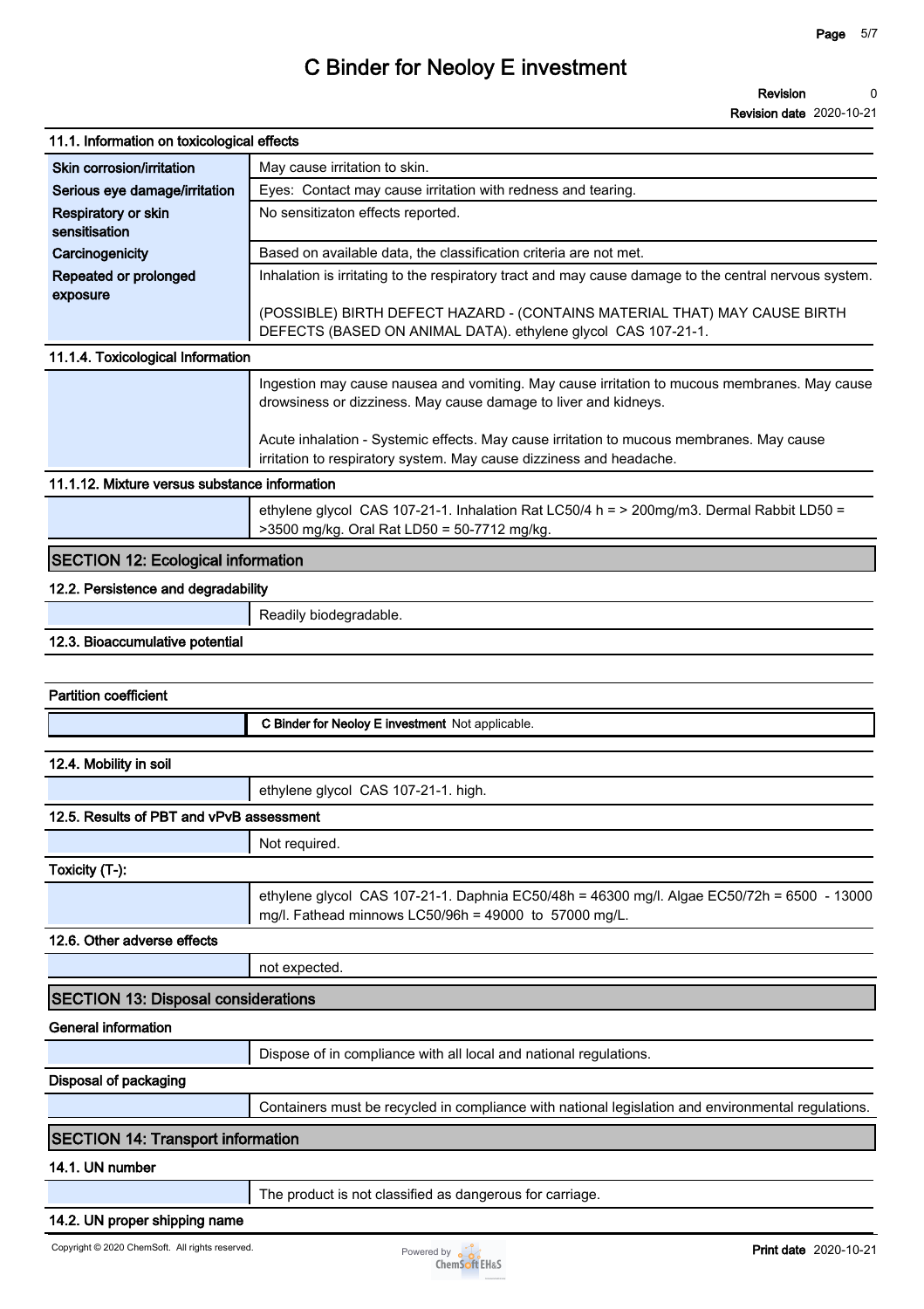### 11.1. Information on toxicological effects

| | |
|---|---|
| **Skin corrosion/irritation** | May cause irritation to skin. |
| **Serious eye damage/irritation** | Eyes: Contact may cause irritation with redness and tearing. |
| **Respiratory or skin sensitisation** | No sensitizaton effects reported. |
| **Carcinogenicity** | Based on available data, the classification criteria are not met. |
| **Repeated or prolonged exposure** | Inhalation is irritating to the respiratory tract and may cause damage to the central nervous system.<br><br>(POSSIBLE) BIRTH DEFECT HAZARD - (CONTAINS MATERIAL THAT) MAY CAUSE BIRTH DEFECTS (BASED ON ANIMAL DATA). ethylene glycol CAS 107-21-1. |

### 11.1.4. Toxicological Information

Ingestion may cause nausea and vomiting. May cause irritation to mucous membranes. May cause drowsiness or dizziness. May cause damage to liver and kidneys.

Acute inhalation - Systemic effects. May cause irritation to mucous membranes. May cause irritation to respiratory system. May cause dizziness and headache.

### 11.1.12. Mixture versus substance information

ethylene glycol CAS 107-21-1. Inhalation Rat LC50/4 h = > 200mg/m3. Dermal Rabbit LD50 = >3500 mg/kg. Oral Rat LD50 = 50-7712 mg/kg.

## SECTION 12: Ecological information

### 12.2. Persistence and degradability

Readily biodegradable.

### 12.3. Bioaccumulative potential

### Partition coefficient

**C Binder for Neoloy E investment** Not applicable.

### 12.4. Mobility in soil

ethylene glycol CAS 107-21-1. high.

### 12.5. Results of PBT and vPvB assessment

Not required.

### Toxicity (T-):

ethylene glycol CAS 107-21-1. Daphnia EC50/48h = 46300 mg/l. Algae EC50/72h = 6500 - 13000 mg/l. Fathead minnows LC50/96h = 49000 to 57000 mg/L.

### 12.6. Other adverse effects

not expected.

## SECTION 13: Disposal considerations

### General information

Dispose of in compliance with all local and national regulations.

### Disposal of packaging

Containers must be recycled in compliance with national legislation and environmental regulations.

## SECTION 14: Transport information

### 14.1. UN number

The product is not classified as dangerous for carriage.

### 14.2. UN proper shipping name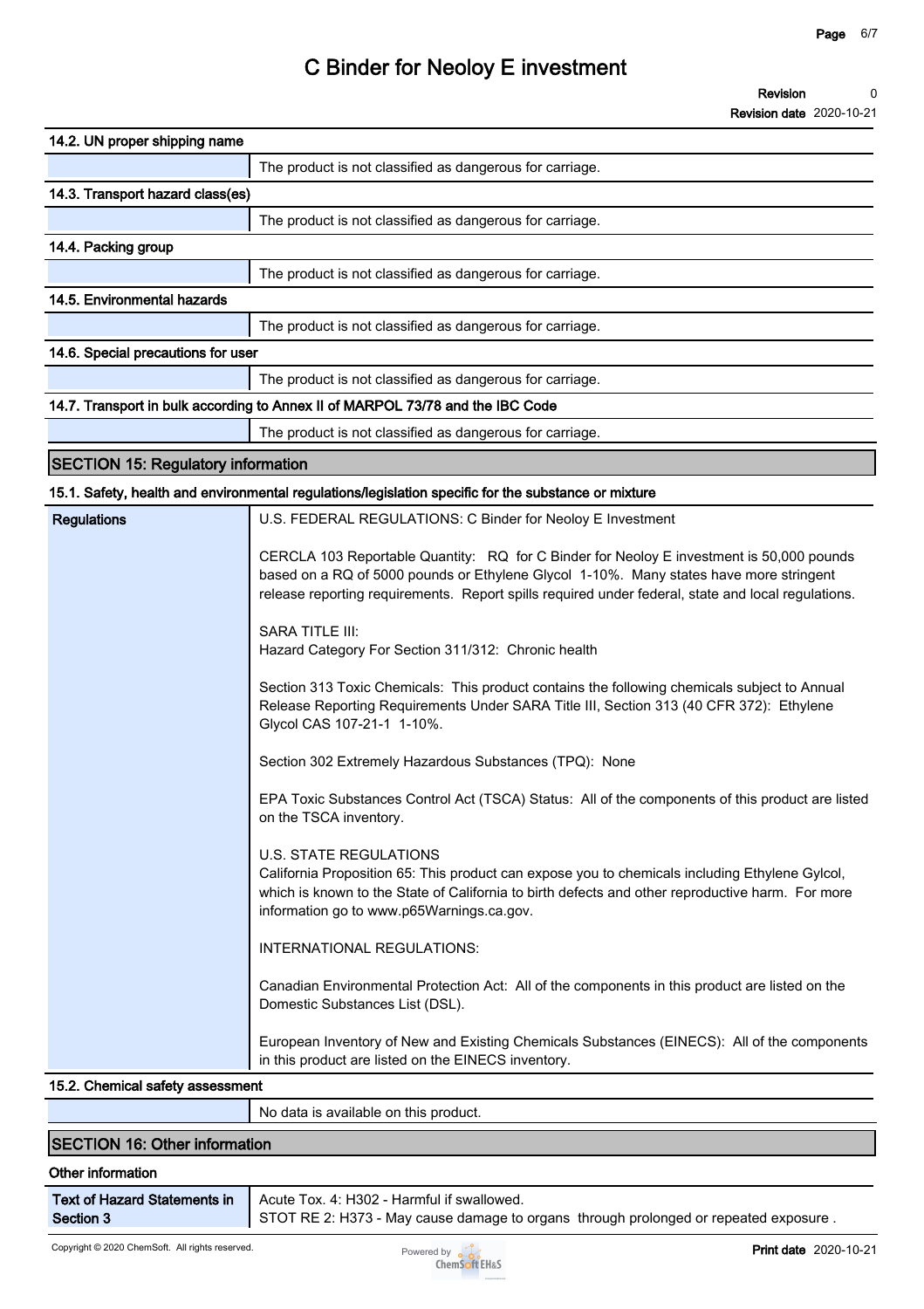### 14.2. UN proper shipping name

| | |
|---|---|
| | The product is not classified as dangerous for carriage. |

### 14.3. Transport hazard class(es)

| | |
|---|---|
| | The product is not classified as dangerous for carriage. |

### 14.4. Packing group

| | |
|---|---|
| | The product is not classified as dangerous for carriage. |

### 14.5. Environmental hazards

| | |
|---|---|
| | The product is not classified as dangerous for carriage. |

### 14.6. Special precautions for user

| | |
|---|---|
| | The product is not classified as dangerous for carriage. |

### 14.7. Transport in bulk according to Annex II of MARPOL 73/78 and the IBC Code

| | |
|---|---|
| | The product is not classified as dangerous for carriage. |

## SECTION 15: Regulatory information

### 15.1. Safety, health and environmental regulations/legislation specific for the substance or mixture

**Regulations**

U.S. FEDERAL REGULATIONS: C Binder for Neoloy E Investment

CERCLA 103 Reportable Quantity: RQ for C Binder for Neoloy E investment is 50,000 pounds based on a RQ of 5000 pounds or Ethylene Glycol 1-10%. Many states have more stringent release reporting requirements. Report spills required under federal, state and local regulations.

SARA TITLE III:
Hazard Category For Section 311/312: Chronic health

Section 313 Toxic Chemicals: This product contains the following chemicals subject to Annual Release Reporting Requirements Under SARA Title III, Section 313 (40 CFR 372): Ethylene Glycol CAS 107-21-1 1-10%.

Section 302 Extremely Hazardous Substances (TPQ): None

EPA Toxic Substances Control Act (TSCA) Status: All of the components of this product are listed on the TSCA inventory.

U.S. STATE REGULATIONS
California Proposition 65: This product can expose you to chemicals including Ethylene Gylcol, which is known to the State of California to birth defects and other reproductive harm. For more information go to www.p65Warnings.ca.gov.

INTERNATIONAL REGULATIONS:

Canadian Environmental Protection Act: All of the components in this product are listed on the Domestic Substances List (DSL).

European Inventory of New and Existing Chemicals Substances (EINECS): All of the components in this product are listed on the EINECS inventory.

### 15.2. Chemical safety assessment

| | |
|---|---|
| | No data is available on this product. |

## SECTION 16: Other information

### Other information

| | |
|---|---|
| **Text of Hazard Statements in Section 3** | Acute Tox. 4: H302 - Harmful if swallowed.<br>STOT RE 2: H373 - May cause damage to organs through prolonged or repeated exposure . |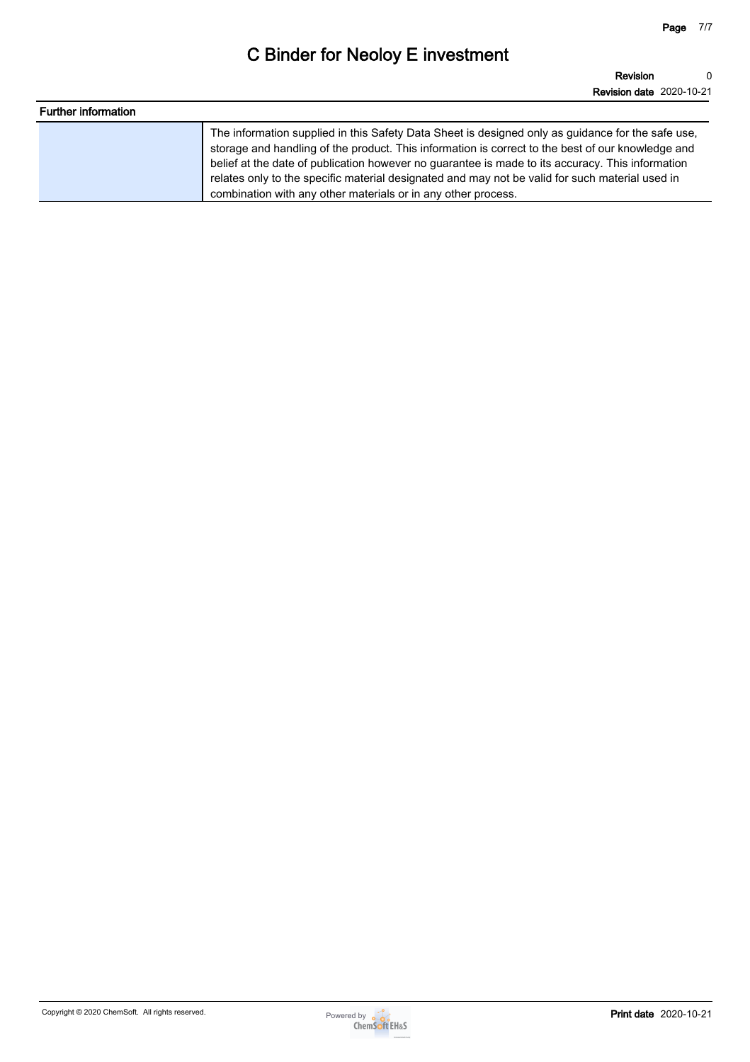## Further information

| | |
|---|---|
| | The information supplied in this Safety Data Sheet is designed only as guidance for the safe use, storage and handling of the product. This information is correct to the best of our knowledge and belief at the date of publication however no guarantee is made to its accuracy. This information relates only to the specific material designated and may not be valid for such material used in combination with any other materials or in any other process. |